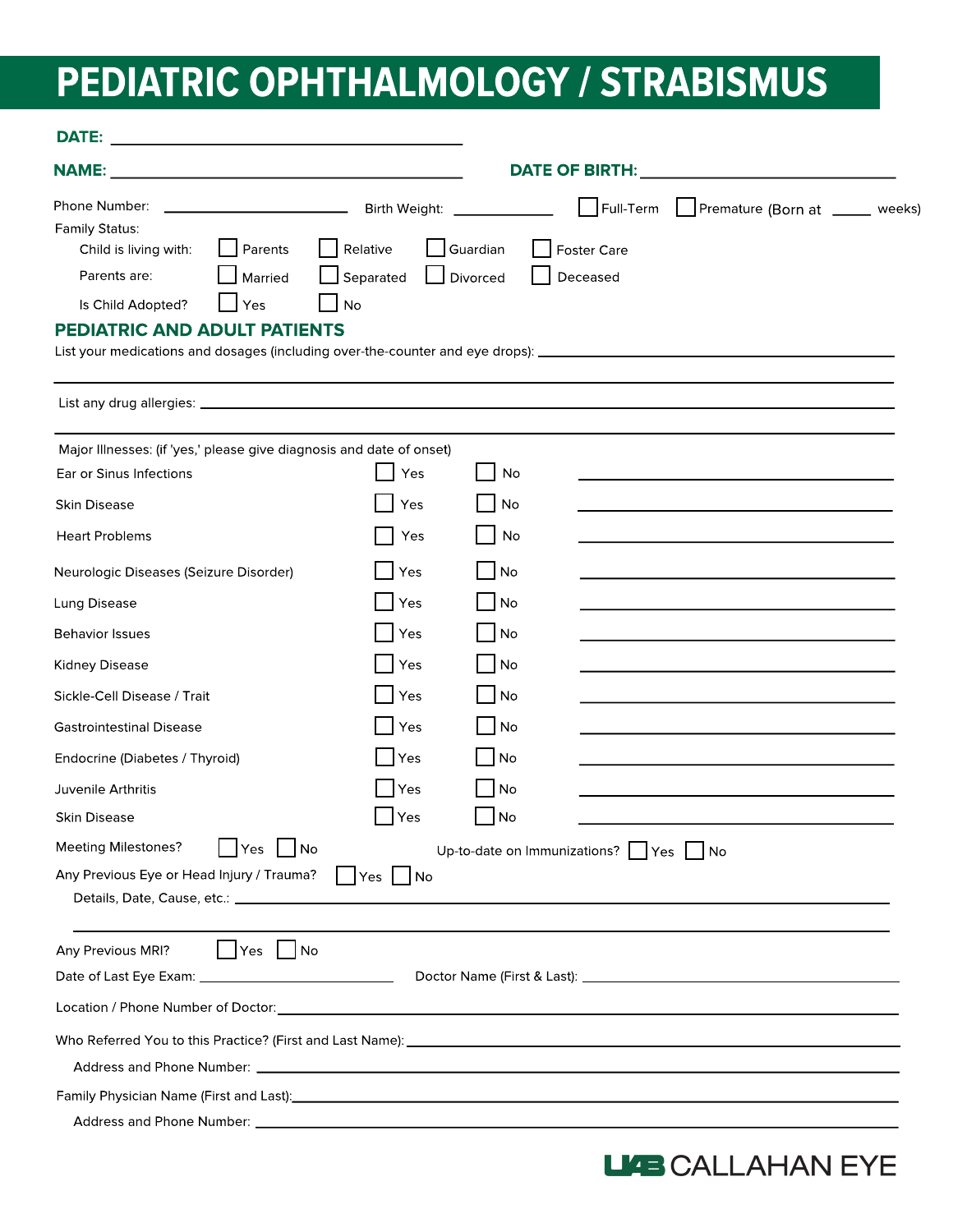# PEDIATRIC OPHTHALMOLOGY / STRABISMUS

**DATE:** ____________________________

**NAME:** ____________________________ **DATE OF BIRTH:** ____________________

Phone Number: ____________________ Birth Weight: ____________ ☐ Full-Term ☐ Premature (Born at _____ weeks)

Family Status:

Child is living with: ☐ Parents ☐ Relative ☐ Guardian ☐ Foster Care

Parents are: ☐ Married ☐ Separated ☐ Divorced ☐ Deceased

Is Child Adopted? ☐ Yes ☐ No

## PEDIATRIC AND ADULT PATIENTS

List your medications and dosages (including over-the-counter and eye drops): ____________________

____________________________________________________________

List any drug allergies: ____________________________________________

____________________________________________________________

Major Illnesses: (if 'yes,' please give diagnosis and date of onset)

| Illness | Yes | No | Diagnosis / Date of Onset |
|---|---|---|---|
| Ear or Sinus Infections | ☐ Yes | ☐ No | ____________________ |
| Skin Disease | ☐ Yes | ☐ No | ____________________ |
| Heart Problems | ☐ Yes | ☐ No | ____________________ |
| Neurologic Diseases (Seizure Disorder) | ☐ Yes | ☐ No | ____________________ |
| Lung Disease | ☐ Yes | ☐ No | ____________________ |
| Behavior Issues | ☐ Yes | ☐ No | ____________________ |
| Kidney Disease | ☐ Yes | ☐ No | ____________________ |
| Sickle-Cell Disease / Trait | ☐ Yes | ☐ No | ____________________ |
| Gastrointestinal Disease | ☐ Yes | ☐ No | ____________________ |
| Endocrine (Diabetes / Thyroid) | ☐ Yes | ☐ No | ____________________ |
| Juvenile Arthritis | ☐ Yes | ☐ No | ____________________ |
| Skin Disease | ☐ Yes | ☐ No | ____________________ |

Meeting Milestones? ☐ Yes ☐ No Up-to-date on Immunizations? ☐ Yes ☐ No

Any Previous Eye or Head Injury / Trauma? ☐ Yes ☐ No

Details, Date, Cause, etc.: ____________________________________________

____________________________________________________________

Any Previous MRI? ☐ Yes ☐ No

Date of Last Eye Exam: ____________________ Doctor Name (First & Last): ____________________

Location / Phone Number of Doctor: ____________________________________________

Who Referred You to this Practice? (First and Last Name): ____________________________

Address and Phone Number: ____________________________________________

Family Physician Name (First and Last): ____________________________________

Address and Phone Number: ____________________________________________

UAB CALLAHAN EYE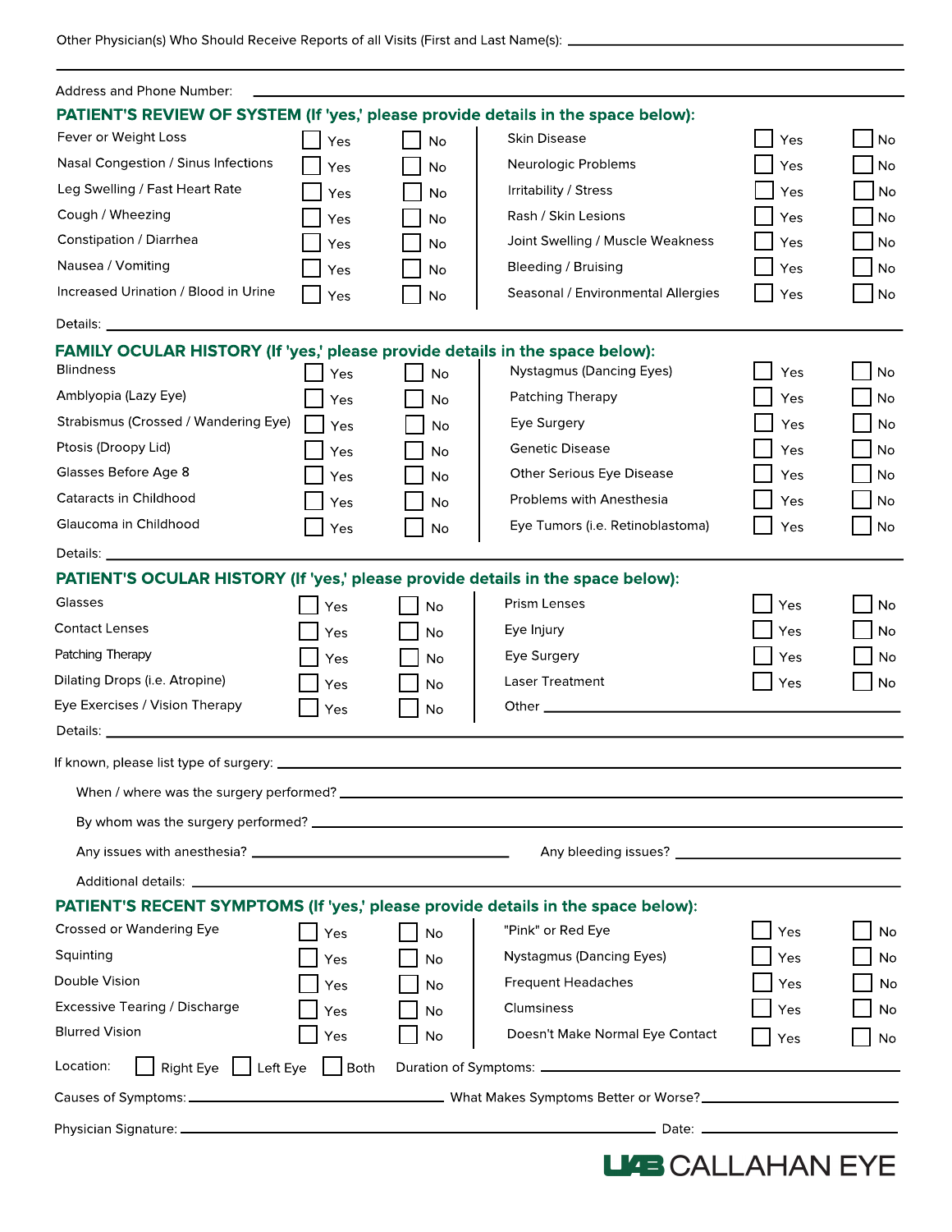Other Physician(s) Who Should Receive Reports of all Visits (First and Last Name(s): ______________________________

Address and Phone Number: ______________________________

## PATIENT'S REVIEW OF SYSTEM (If 'yes,' please provide details in the space below):

| | | | | | |
|---|---|---|---|---|---|
| Fever or Weight Loss | ☐ Yes | ☐ No | Skin Disease | ☐ Yes | ☐ No |
| Nasal Congestion / Sinus Infections | ☐ Yes | ☐ No | Neurologic Problems | ☐ Yes | ☐ No |
| Leg Swelling / Fast Heart Rate | ☐ Yes | ☐ No | Irritability / Stress | ☐ Yes | ☐ No |
| Cough / Wheezing | ☐ Yes | ☐ No | Rash / Skin Lesions | ☐ Yes | ☐ No |
| Constipation / Diarrhea | ☐ Yes | ☐ No | Joint Swelling / Muscle Weakness | ☐ Yes | ☐ No |
| Nausea / Vomiting | ☐ Yes | ☐ No | Bleeding / Bruising | ☐ Yes | ☐ No |
| Increased Urination / Blood in Urine | ☐ Yes | ☐ No | Seasonal / Environmental Allergies | ☐ Yes | ☐ No |

Details: ______________________________

## FAMILY OCULAR HISTORY (If 'yes,' please provide details in the space below):

| | | | | | |
|---|---|---|---|---|---|
| Blindness | ☐ Yes | ☐ No | Nystagmus (Dancing Eyes) | ☐ Yes | ☐ No |
| Amblyopia (Lazy Eye) | ☐ Yes | ☐ No | Patching Therapy | ☐ Yes | ☐ No |
| Strabismus (Crossed / Wandering Eye) | ☐ Yes | ☐ No | Eye Surgery | ☐ Yes | ☐ No |
| Ptosis (Droopy Lid) | ☐ Yes | ☐ No | Genetic Disease | ☐ Yes | ☐ No |
| Glasses Before Age 8 | ☐ Yes | ☐ No | Other Serious Eye Disease | ☐ Yes | ☐ No |
| Cataracts in Childhood | ☐ Yes | ☐ No | Problems with Anesthesia | ☐ Yes | ☐ No |
| Glaucoma in Childhood | ☐ Yes | ☐ No | Eye Tumors (i.e. Retinoblastoma) | ☐ Yes | ☐ No |

Details: ______________________________

## PATIENT'S OCULAR HISTORY (If 'yes,' please provide details in the space below):

| | | | | | |
|---|---|---|---|---|---|
| Glasses | ☐ Yes | ☐ No | Prism Lenses | ☐ Yes | ☐ No |
| Contact Lenses | ☐ Yes | ☐ No | Eye Injury | ☐ Yes | ☐ No |
| Patching Therapy | ☐ Yes | ☐ No | Eye Surgery | ☐ Yes | ☐ No |
| Dilating Drops (i.e. Atropine) | ☐ Yes | ☐ No | Laser Treatment | ☐ Yes | ☐ No |
| Eye Exercises / Vision Therapy | ☐ Yes | ☐ No | Other ______________ | | |

Details: ______________________________

If known, please list type of surgery: ______________________________

When / where was the surgery performed? ______________________________

By whom was the surgery performed? ______________________________

Any issues with anesthesia? ______________ Any bleeding issues? ______________

Additional details: ______________________________

## PATIENT'S RECENT SYMPTOMS (If 'yes,' please provide details in the space below):

| | | | | | |
|---|---|---|---|---|---|
| Crossed or Wandering Eye | ☐ Yes | ☐ No | "Pink" or Red Eye | ☐ Yes | ☐ No |
| Squinting | ☐ Yes | ☐ No | Nystagmus (Dancing Eyes) | ☐ Yes | ☐ No |
| Double Vision | ☐ Yes | ☐ No | Frequent Headaches | ☐ Yes | ☐ No |
| Excessive Tearing / Discharge | ☐ Yes | ☐ No | Clumsiness | ☐ Yes | ☐ No |
| Blurred Vision | ☐ Yes | ☐ No | Doesn't Make Normal Eye Contact | ☐ Yes | ☐ No |

Location: ☐ Right Eye ☐ Left Eye ☐ Both Duration of Symptoms: ______________

Causes of Symptoms: ______________ What Makes Symptoms Better or Worse? ______________

Physician Signature: ______________________________ Date: ______________

UAB CALLAHAN EYE